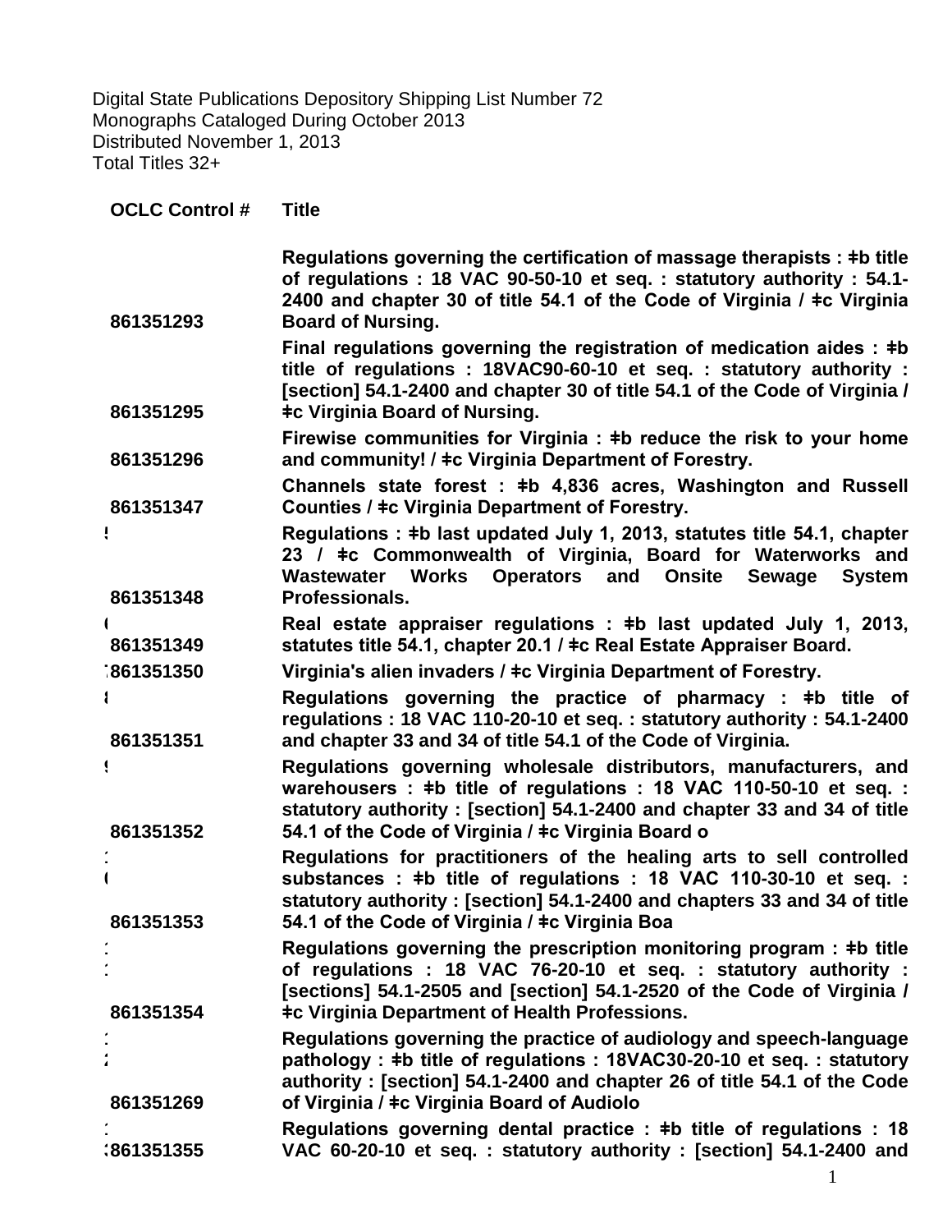Digital State Publications Depository Shipping List Number 72
Monographs Cataloged During October 2013
Distributed November 1, 2013
Total Titles 32+

| OCLC Control # | Title |
|---|---|
| 861351293 | **Regulations governing the certification of massage therapists : ǂb title of regulations : 18 VAC 90-50-10 et seq. : statutory authority : 54.1-2400 and chapter 30 of title 54.1 of the Code of Virginia / ǂc Virginia Board of Nursing.** |
| 861351295 | **Final regulations governing the registration of medication aides : ǂb title of regulations : 18VAC90-60-10 et seq. : statutory authority : [section] 54.1-2400 and chapter 30 of title 54.1 of the Code of Virginia / ǂc Virginia Board of Nursing.** |
| 861351296 | **Firewise communities for Virginia : ǂb reduce the risk to your home and community! / ǂc Virginia Department of Forestry.** |
| 861351347 | **Channels state forest : ǂb 4,836 acres, Washington and Russell Counties / ǂc Virginia Department of Forestry.** |
| 861351348 | **Regulations : ǂb last updated July 1, 2013, statutes title 54.1, chapter 23 / ǂc Commonwealth of Virginia, Board for Waterworks and Wastewater Works Operators and Onsite Sewage System Professionals.** |
| 861351349 | **Real estate appraiser regulations : ǂb last updated July 1, 2013, statutes title 54.1, chapter 20.1 / ǂc Real Estate Appraiser Board.** |
| 861351350 | **Virginia's alien invaders / ǂc Virginia Department of Forestry.** |
| 861351351 | **Regulations governing the practice of pharmacy : ǂb title of regulations : 18 VAC 110-20-10 et seq. : statutory authority : 54.1-2400 and chapter 33 and 34 of title 54.1 of the Code of Virginia.** |
| 861351352 | **Regulations governing wholesale distributors, manufacturers, and warehousers : ǂb title of regulations : 18 VAC 110-50-10 et seq. : statutory authority : [section] 54.1-2400 and chapter 33 and 34 of title 54.1 of the Code of Virginia / ǂc Virginia Board o** |
| 861351353 | **Regulations for practitioners of the healing arts to sell controlled substances : ǂb title of regulations : 18 VAC 110-30-10 et seq. : statutory authority : [section] 54.1-2400 and chapters 33 and 34 of title 54.1 of the Code of Virginia / ǂc Virginia Boa** |
| 861351354 | **Regulations governing the prescription monitoring program : ǂb title of regulations : 18 VAC 76-20-10 et seq. : statutory authority : [sections] 54.1-2505 and [section] 54.1-2520 of the Code of Virginia / ǂc Virginia Department of Health Professions.** |
| 861351269 | **Regulations governing the practice of audiology and speech-language pathology : ǂb title of regulations : 18VAC30-20-10 et seq. : statutory authority : [section] 54.1-2400 and chapter 26 of title 54.1 of the Code of Virginia / ǂc Virginia Board of Audiolo** |
| 861351355 | **Regulations governing dental practice : ǂb title of regulations : 18 VAC 60-20-10 et seq. : statutory authority : [section] 54.1-2400 and** |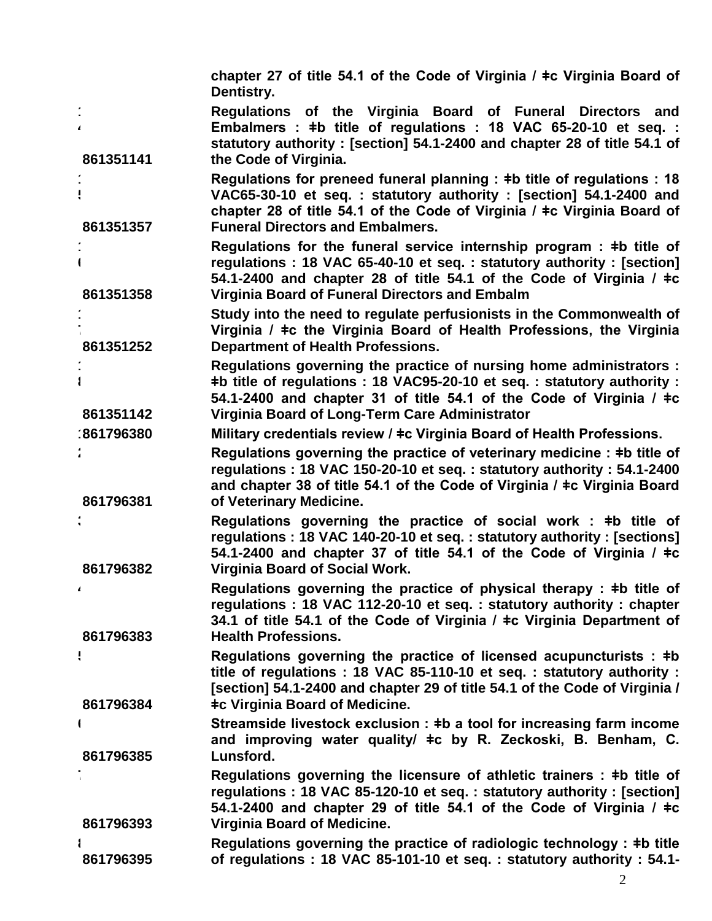| | |
|---|---|
| | chapter 27 of title 54.1 of the Code of Virginia / ǂc Virginia Board of Dentistry. |
| 861351141 | Regulations of the Virginia Board of Funeral Directors and Embalmers : ǂb title of regulations : 18 VAC 65-20-10 et seq. : statutory authority : [section] 54.1-2400 and chapter 28 of title 54.1 of the Code of Virginia. |
| 861351357 | Regulations for preneed funeral planning : ǂb title of regulations : 18 VAC65-30-10 et seq. : statutory authority : [section] 54.1-2400 and chapter 28 of title 54.1 of the Code of Virginia / ǂc Virginia Board of Funeral Directors and Embalmers. |
| 861351358 | Regulations for the funeral service internship program : ǂb title of regulations : 18 VAC 65-40-10 et seq. : statutory authority : [section] 54.1-2400 and chapter 28 of title 54.1 of the Code of Virginia / ǂc Virginia Board of Funeral Directors and Embalm |
| 861351252 | Study into the need to regulate perfusionists in the Commonwealth of Virginia / ǂc the Virginia Board of Health Professions, the Virginia Department of Health Professions. |
| 861351142 | Regulations governing the practice of nursing home administrators : ǂb title of regulations : 18 VAC95-20-10 et seq. : statutory authority : 54.1-2400 and chapter 31 of title 54.1 of the Code of Virginia / ǂc Virginia Board of Long-Term Care Administrator |
| 861796380 | Military credentials review / ǂc Virginia Board of Health Professions. |
| 861796381 | Regulations governing the practice of veterinary medicine : ǂb title of regulations : 18 VAC 150-20-10 et seq. : statutory authority : 54.1-2400 and chapter 38 of title 54.1 of the Code of Virginia / ǂc Virginia Board of Veterinary Medicine. |
| 861796382 | Regulations governing the practice of social work : ǂb title of regulations : 18 VAC 140-20-10 et seq. : statutory authority : [sections] 54.1-2400 and chapter 37 of title 54.1 of the Code of Virginia / ǂc Virginia Board of Social Work. |
| 861796383 | Regulations governing the practice of physical therapy : ǂb title of regulations : 18 VAC 112-20-10 et seq. : statutory authority : chapter 34.1 of title 54.1 of the Code of Virginia / ǂc Virginia Department of Health Professions. |
| 861796384 | Regulations governing the practice of licensed acupuncturists : ǂb title of regulations : 18 VAC 85-110-10 et seq. : statutory authority : [section] 54.1-2400 and chapter 29 of title 54.1 of the Code of Virginia / ǂc Virginia Board of Medicine. |
| 861796385 | Streamside livestock exclusion : ǂb a tool for increasing farm income and improving water quality/ ǂc by R. Zeckoski, B. Benham, C. Lunsford. |
| 861796393 | Regulations governing the licensure of athletic trainers : ǂb title of regulations : 18 VAC 85-120-10 et seq. : statutory authority : [section] 54.1-2400 and chapter 29 of title 54.1 of the Code of Virginia / ǂc Virginia Board of Medicine. |
| 861796395 | Regulations governing the practice of radiologic technology : ǂb title of regulations : 18 VAC 85-101-10 et seq. : statutory authority : 54.1- |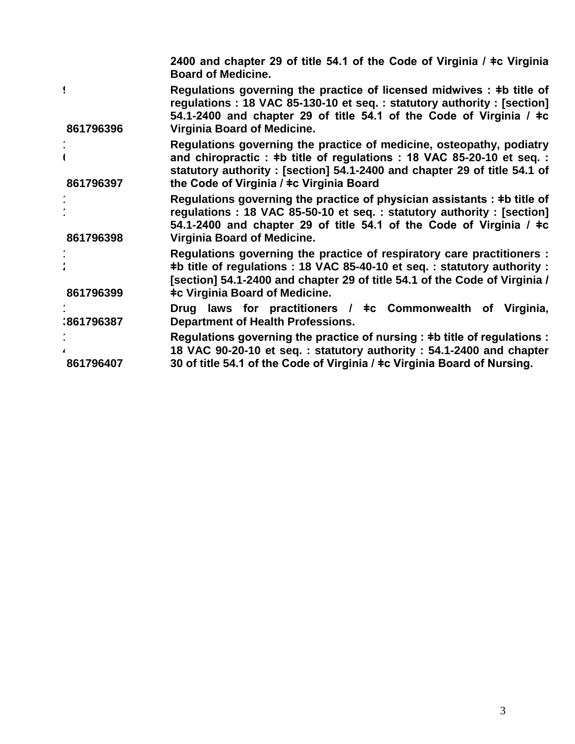| | |
|---|---|
| | 2400 and chapter 29 of title 54.1 of the Code of Virginia / ǂc Virginia Board of Medicine. |
| 861796396 | Regulations governing the practice of licensed midwives : ǂb title of regulations : 18 VAC 85-130-10 et seq. : statutory authority : [section] 54.1-2400 and chapter 29 of title 54.1 of the Code of Virginia / ǂc Virginia Board of Medicine. |
| 861796397 | Regulations governing the practice of medicine, osteopathy, podiatry and chiropractic : ǂb title of regulations : 18 VAC 85-20-10 et seq. : statutory authority : [section] 54.1-2400 and chapter 29 of title 54.1 of the Code of Virginia / ǂc Virginia Board |
| 861796398 | Regulations governing the practice of physician assistants : ǂb title of regulations : 18 VAC 85-50-10 et seq. : statutory authority : [section] 54.1-2400 and chapter 29 of title 54.1 of the Code of Virginia / ǂc Virginia Board of Medicine. |
| 861796399 | Regulations governing the practice of respiratory care practitioners : ǂb title of regulations : 18 VAC 85-40-10 et seq. : statutory authority : [section] 54.1-2400 and chapter 29 of title 54.1 of the Code of Virginia / ǂc Virginia Board of Medicine. |
| 861796387 | Drug laws for practitioners / ǂc Commonwealth of Virginia, Department of Health Professions. |
| 861796407 | Regulations governing the practice of nursing : ǂb title of regulations : 18 VAC 90-20-10 et seq. : statutory authority : 54.1-2400 and chapter 30 of title 54.1 of the Code of Virginia / ǂc Virginia Board of Nursing. |